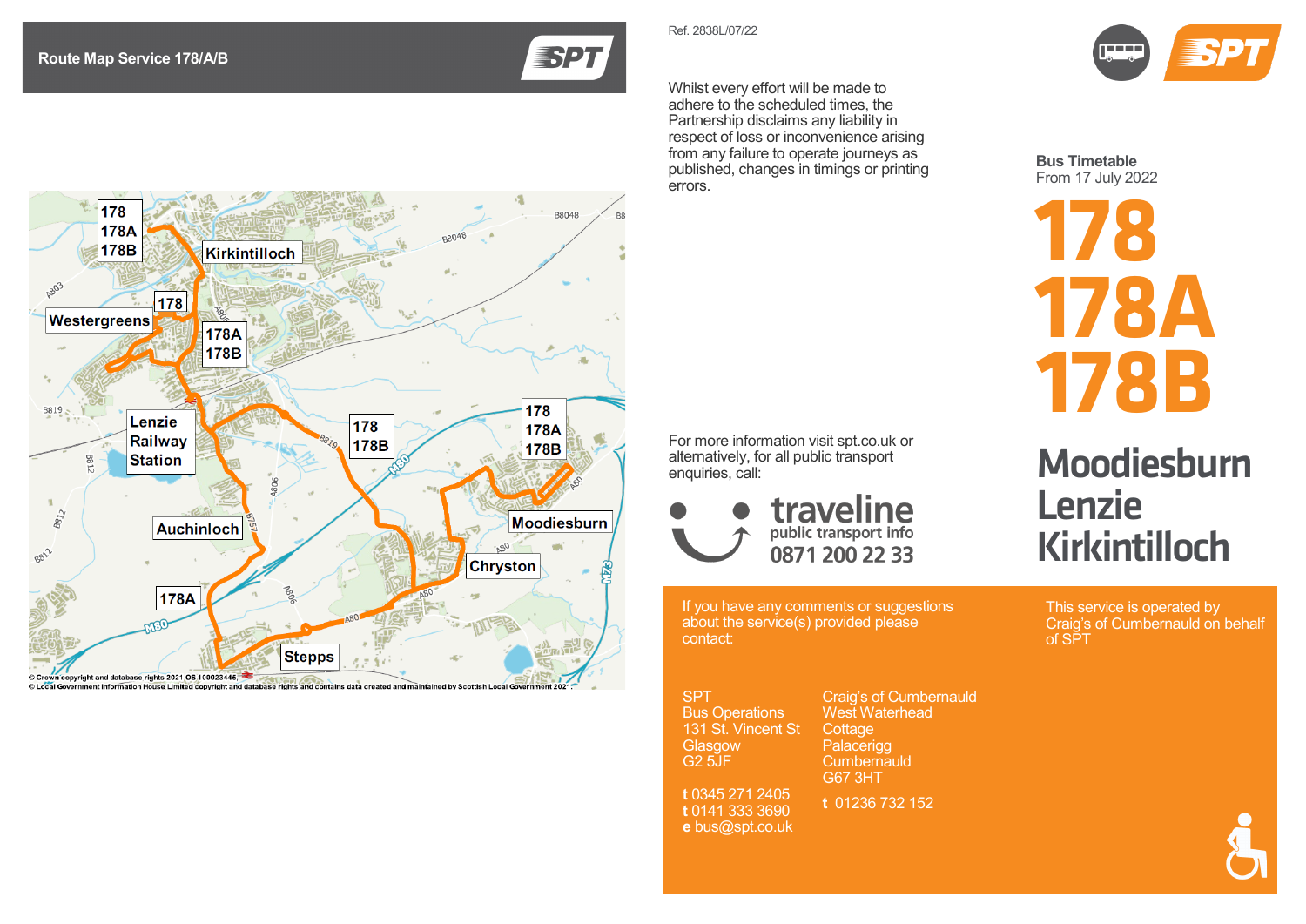## Route Map Service 178/A/B

178 / 178A / 178B — Kirkintilloch
178 — Westergreens
178A / 178B
Lenzie Railway Station
Auchinloch
178A
Stepps
178 / 178B
178 / 178A / 178B — Moodiesburn
Chryston

© Crown copyright and database rights 2021 OS 100023445.
© Local Government Information House Limited copyright and database rights and contains data created and maintained by Scottish Local Government 2021.

Ref. 2838L/07/22

Whilst every effort will be made to adhere to the scheduled times, the Partnership disclaims any liability in respect of loss or inconvenience arising from any failure to operate journeys as published, changes in timings or printing errors.

For more information visit spt.co.uk or alternatively, for all public transport enquiries, call:

**traveline** public transport info **0871 200 22 33**

If you have any comments or suggestions about the service(s) provided please contact:

SPT
Bus Operations
131 St. Vincent St
Glasgow
G2 5JF

**t** 0345 271 2405
**t** 0141 333 3690
**e** bus@spt.co.uk

Craig's of Cumbernauld
West Waterhead
Cottage
Palacerigg
Cumbernauld
G67 3HT

**t** 01236 732 152

**Bus Timetable**
From 17 July 2022

# 178
# 178A
# 178B

## Moodiesburn
## Lenzie
## Kirkintilloch

This service is operated by Craig's of Cumbernauld on behalf of SPT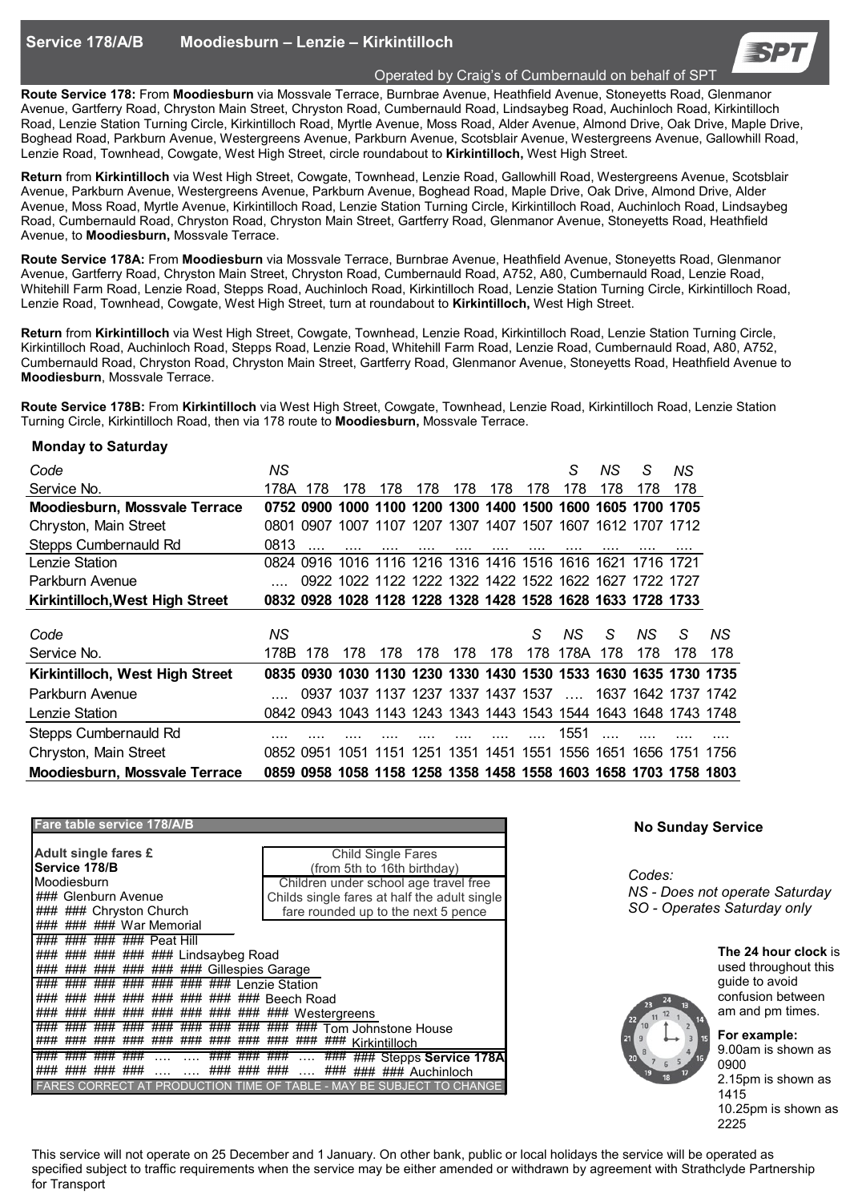## Service 178/A/B Moodiesburn – Lenzie – Kirkintilloch

Operated by Craig's of Cumbernauld on behalf of SPT

**Route Service 178:** From **Moodiesburn** via Mossvale Terrace, Burnbrae Avenue, Heathfield Avenue, Stoneyetts Road, Glenmanor Avenue, Gartferry Road, Chryston Main Street, Chryston Road, Cumbernauld Road, Lindsaybeg Road, Auchinloch Road, Kirkintilloch Road, Lenzie Station Turning Circle, Kirkintilloch Road, Myrtle Avenue, Moss Road, Alder Avenue, Almond Drive, Oak Drive, Maple Drive, Boghead Road, Parkburn Avenue, Westergreens Avenue, Parkburn Avenue, Scotsblair Avenue, Westergreens Avenue, Gallowhill Road, Lenzie Road, Townhead, Cowgate, West High Street, circle roundabout to **Kirkintilloch,** West High Street.

**Return** from **Kirkintilloch** via West High Street, Cowgate, Townhead, Lenzie Road, Gallowhill Road, Westergreens Avenue, Scotsblair Avenue, Parkburn Avenue, Westergreens Avenue, Parkburn Avenue, Boghead Road, Maple Drive, Oak Drive, Almond Drive, Alder Avenue, Moss Road, Myrtle Avenue, Kirkintilloch Road, Lenzie Station Turning Circle, Kirkintilloch Road, Auchinloch Road, Lindsaybeg Road, Cumbernauld Road, Chryston Road, Chryston Main Street, Gartferry Road, Glenmanor Avenue, Stoneyetts Road, Heathfield Avenue, to **Moodiesburn,** Mossvale Terrace.

**Route Service 178A:** From **Moodiesburn** via Mossvale Terrace, Burnbrae Avenue, Heathfield Avenue, Stoneyetts Road, Glenmanor Avenue, Gartferry Road, Chryston Main Street, Chryston Road, Cumbernauld Road, A752, A80, Cumbernauld Road, Lenzie Road, Whitehill Farm Road, Lenzie Road, Stepps Road, Auchinloch Road, Kirkintilloch Road, Lenzie Station Turning Circle, Kirkintilloch Road, Lenzie Road, Townhead, Cowgate, West High Street, turn at roundabout to **Kirkintilloch,** West High Street.

**Return** from **Kirkintilloch** via West High Street, Cowgate, Townhead, Lenzie Road, Kirkintilloch Road, Lenzie Station Turning Circle, Kirkintilloch Road, Auchinloch Road, Stepps Road, Lenzie Road, Whitehill Farm Road, Lenzie Road, Cumbernauld Road, A80, A752, Cumbernauld Road, Chryston Road, Chryston Main Street, Gartferry Road, Glenmanor Avenue, Stoneyetts Road, Heathfield Avenue to **Moodiesburn**, Mossvale Terrace.

**Route Service 178B:** From **Kirkintilloch** via West High Street, Cowgate, Townhead, Lenzie Road, Kirkintilloch Road, Lenzie Station Turning Circle, Kirkintilloch Road, then via 178 route to **Moodiesburn,** Mossvale Terrace.

### Monday to Saturday

| Code | NS | | | | | | | | S | NS | S | NS |
|---|---|---|---|---|---|---|---|---|---|---|---|---|
| Service No. | 178A | 178 | 178 | 178 | 178 | 178 | 178 | 178 | 178 | 178 | 178 | 178 |
| **Moodiesburn, Mossvale Terrace** | **0752** | **0900** | **1000** | **1100** | **1200** | **1300** | **1400** | **1500** | **1600** | **1605** | **1700** | **1705** |
| Chryston, Main Street | 0801 | 0907 | 1007 | 1107 | 1207 | 1307 | 1407 | 1507 | 1607 | 1612 | 1707 | 1712 |
| Stepps Cumbernauld Rd | 0813 | .... | .... | .... | .... | .... | .... | .... | .... | .... | .... | .... |
| Lenzie Station | 0824 | 0916 | 1016 | 1116 | 1216 | 1316 | 1416 | 1516 | 1616 | 1621 | 1716 | 1721 |
| Parkburn Avenue | .... | 0922 | 1022 | 1122 | 1222 | 1322 | 1422 | 1522 | 1622 | 1627 | 1722 | 1727 |
| **Kirkintilloch,West High Street** | **0832** | **0928** | **1028** | **1128** | **1228** | **1328** | **1428** | **1528** | **1628** | **1633** | **1728** | **1733** |

| Code | NS | | | | | | | S | NS | S | NS | S | NS |
|---|---|---|---|---|---|---|---|---|---|---|---|---|---|
| Service No. | 178B | 178 | 178 | 178 | 178 | 178 | 178 | 178 | 178A | 178 | 178 | 178 | 178 |
| **Kirkintilloch, West High Street** | **0835** | **0930** | **1030** | **1130** | **1230** | **1330** | **1430** | **1530** | **1533** | **1630** | **1635** | **1730** | **1735** |
| Parkburn Avenue | .... | 0937 | 1037 | 1137 | 1237 | 1337 | 1437 | 1537 | .... | 1637 | 1642 | 1737 | 1742 |
| Lenzie Station | 0842 | 0943 | 1043 | 1143 | 1243 | 1343 | 1443 | 1543 | 1544 | 1643 | 1648 | 1743 | 1748 |
| Stepps Cumbernauld Rd | .... | .... | .... | .... | .... | .... | .... | .... | 1551 | .... | .... | .... | .... |
| Chryston, Main Street | 0852 | 0951 | 1051 | 1151 | 1251 | 1351 | 1451 | 1551 | 1556 | 1651 | 1656 | 1751 | 1756 |
| **Moodiesburn, Mossvale Terrace** | **0859** | **0958** | **1058** | **1158** | **1258** | **1358** | **1458** | **1558** | **1603** | **1658** | **1703** | **1758** | **1803** |

**Fare table service 178/A/B**

**Adult single fares £**
**Service 178/B**

```
Moodiesburn
### Glenburn Avenue
### ### Chryston Church
### ### ### War Memorial
### ### ### ### Peat Hill
### ### ### ### ### Lindsaybeg Road
### ### ### ### ### ### Gillespies Garage
### ### ### ### ### ### ### Lenzie Station
### ### ### ### ### ### ### ### Beech Road
### ### ### ### ### ### ### ### ### Westergreens
### ### ### ### ### ### ### ### ### ### Tom Johnstone House
### ### ### ### ### ### ### ### ### ### ### Kirkintilloch
### ### ### ### .... .... ### ### ### .... ### ### Stepps Service 178A
### ### ### ### .... .... ### ### ### .... ### ### ### Auchinloch
```

Child Single Fares
(from 5th to 16th birthday)
Children under school age travel free
Childs single fares at half the adult single fare rounded up to the next 5 pence

FARES CORRECT AT PRODUCTION TIME OF TABLE - MAY BE SUBJECT TO CHANGE

**No Sunday Service**

*Codes:*
*NS - Does not operate Saturday*
*SO - Operates Saturday only*

**The 24 hour clock** is used throughout this guide to avoid confusion between am and pm times.

**For example:**
9.00am is shown as 0900
2.15pm is shown as 1415
10.25pm is shown as 2225

This service will not operate on 25 December and 1 January. On other bank, public or local holidays the service will be operated as specified subject to traffic requirements when the service may be either amended or withdrawn by agreement with Strathclyde Partnership for Transport